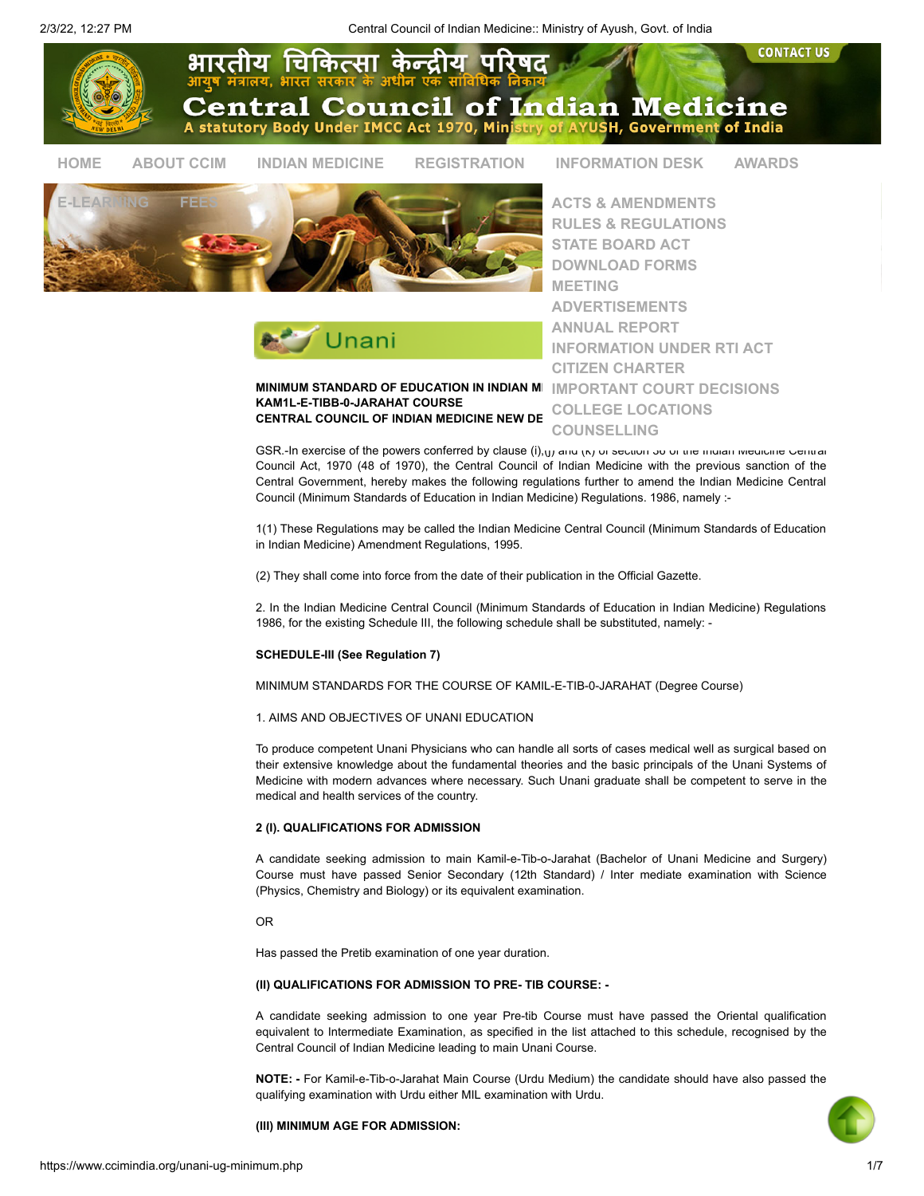# Central Council of Indian Medicine

भारतीय चिकित्सा केन्द्रीय परिषद

आयुष मंत्रालय, भारत सरकार के अधीन एक सांविधिक निकाय

A statutory Body Under IMCC Act 1970, Ministry of AYUSH, Government of India

CONTACT US

HOME ABOUT CCIM INDIAN MEDICINE REGISTRATION INFORMATION DESK AWARDS E-LEARNING FEES

ACTS & AMENDMENTS
RULES & REGULATIONS
STATE BOARD ACT
DOWNLOAD FORMS
MEETING
ADVERTISEMENTS
ANNUAL REPORT
INFORMATION UNDER RTI ACT
CITIZEN CHARTER
IMPORTANT COURT DECISIONS
COLLEGE LOCATIONS
COUNSELLING

## Unani

**MINIMUM STANDARD OF EDUCATION IN INDIAN MEDICINE KAMIL-E-TIBB-O-JARAHAT COURSE**
**CENTRAL COUNCIL OF INDIAN MEDICINE NEW DELHI**

GSR.-In exercise of the powers conferred by clause (i),(j) and (k) of section 36 of the Indian Medicine Central Council Act, 1970 (48 of 1970), the Central Council of Indian Medicine with the previous sanction of the Central Government, hereby makes the following regulations further to amend the Indian Medicine Central Council (Minimum Standards of Education in Indian Medicine) Regulations. 1986, namely :-

1(1) These Regulations may be called the Indian Medicine Central Council (Minimum Standards of Education in Indian Medicine) Amendment Regulations, 1995.

(2) They shall come into force from the date of their publication in the Official Gazette.

2. In the Indian Medicine Central Council (Minimum Standards of Education in Indian Medicine) Regulations 1986, for the existing Schedule III, the following schedule shall be substituted, namely: -

**SCHEDULE-III (See Regulation 7)**

MINIMUM STANDARDS FOR THE COURSE OF KAMIL-E-TIB-0-JARAHAT (Degree Course)

1. AIMS AND OBJECTIVES OF UNANI EDUCATION

To produce competent Unani Physicians who can handle all sorts of cases medical well as surgical based on their extensive knowledge about the fundamental theories and the basic principals of the Unani Systems of Medicine with modern advances where necessary. Such Unani graduate shall be competent to serve in the medical and health services of the country.

**2 (I). QUALIFICATIONS FOR ADMISSION**

A candidate seeking admission to main Kamil-e-Tib-o-Jarahat (Bachelor of Unani Medicine and Surgery) Course must have passed Senior Secondary (12th Standard) / Inter mediate examination with Science (Physics, Chemistry and Biology) or its equivalent examination.

OR

Has passed the Pretib examination of one year duration.

**(II) QUALIFICATIONS FOR ADMISSION TO PRE- TIB COURSE: -**

A candidate seeking admission to one year Pre-tib Course must have passed the Oriental qualification equivalent to Intermediate Examination, as specified in the list attached to this schedule, recognised by the Central Council of Indian Medicine leading to main Unani Course.

**NOTE: -** For Kamil-e-Tib-o-Jarahat Main Course (Urdu Medium) the candidate should have also passed the qualifying examination with Urdu either MIL examination with Urdu.

**(III) MINIMUM AGE FOR ADMISSION:**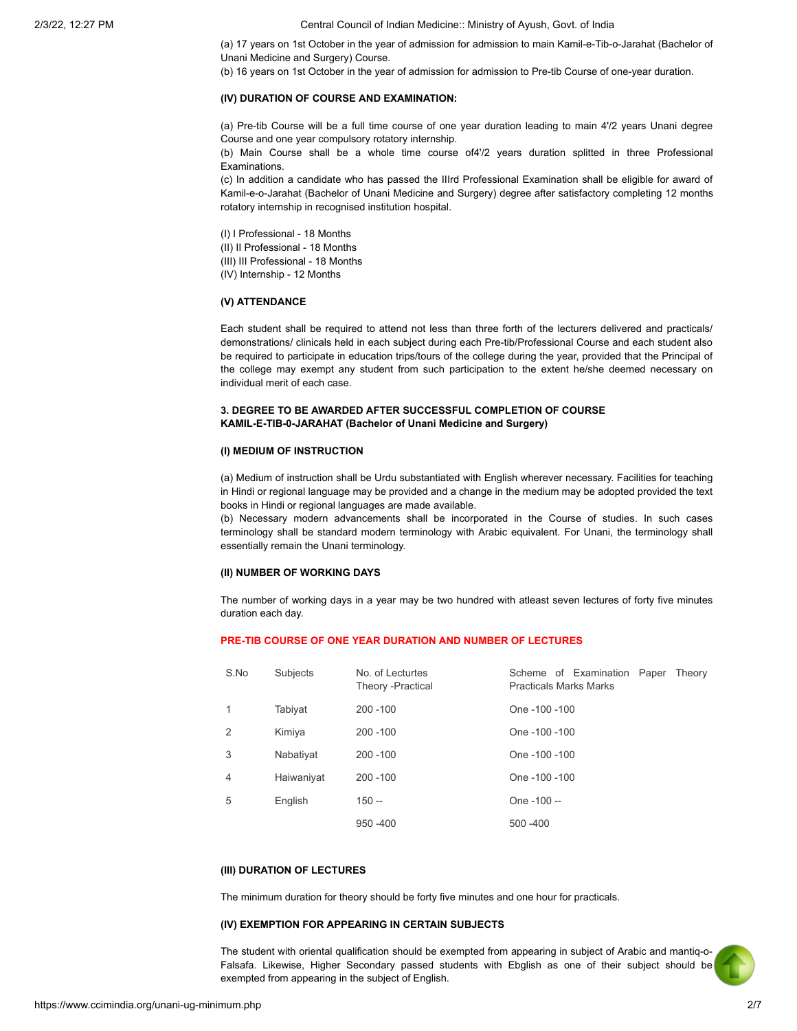(a) 17 years on 1st October in the year of admission for admission to main Kamil-e-Tib-o-Jarahat (Bachelor of Unani Medicine and Surgery) Course.

(b) 16 years on 1st October in the year of admission for admission to Pre-tib Course of one-year duration.

**(IV) DURATION OF COURSE AND EXAMINATION:**

(a) Pre-tib Course will be a full time course of one year duration leading to main 4'/2 years Unani degree Course and one year compulsory rotatory internship.

(b) Main Course shall be a whole time course of4'/2 years duration splitted in three Professional Examinations.

(c) In addition a candidate who has passed the IIIrd Professional Examination shall be eligible for award of Kamil-e-o-Jarahat (Bachelor of Unani Medicine and Surgery) degree after satisfactory completing 12 months rotatory internship in recognised institution hospital.

(I) I Professional - 18 Months
(II) II Professional - 18 Months
(III) III Professional - 18 Months
(IV) Internship - 12 Months

**(V) ATTENDANCE**

Each student shall be required to attend not less than three forth of the lecturers delivered and practicals/ demonstrations/ clinicals held in each subject during each Pre-tib/Professional Course and each student also be required to participate in education trips/tours of the college during the year, provided that the Principal of the college may exempt any student from such participation to the extent he/she deemed necessary on individual merit of each case.

**3. DEGREE TO BE AWARDED AFTER SUCCESSFUL COMPLETION OF COURSE KAMIL-E-TIB-0-JARAHAT (Bachelor of Unani Medicine and Surgery)**

**(I) MEDIUM OF INSTRUCTION**

(a) Medium of instruction shall be Urdu substantiated with English wherever necessary. Facilities for teaching in Hindi or regional language may be provided and a change in the medium may be adopted provided the text books in Hindi or regional languages are made available.

(b) Necessary modern advancements shall be incorporated in the Course of studies. In such cases terminology shall be standard modern terminology with Arabic equivalent. For Unani, the terminology shall essentially remain the Unani terminology.

**(II) NUMBER OF WORKING DAYS**

The number of working days in a year may be two hundred with atleast seven lectures of forty five minutes duration each day.

**PRE-TIB COURSE OF ONE YEAR DURATION AND NUMBER OF LECTURES**

| S.No | Subjects | No. of Lecturtes Theory -Practical | Scheme of Examination Paper Theory Practicals Marks Marks |
|---|---|---|---|
| 1 | Tabiyat | 200 -100 | One -100 -100 |
| 2 | Kimiya | 200 -100 | One -100 -100 |
| 3 | Nabatiyat | 200 -100 | One -100 -100 |
| 4 | Haiwaniyat | 200 -100 | One -100 -100 |
| 5 | English | 150 -- | One -100 -- |
| | | 950 -400 | 500 -400 |

**(III) DURATION OF LECTURES**

The minimum duration for theory should be forty five minutes and one hour for practicals.

**(IV) EXEMPTION FOR APPEARING IN CERTAIN SUBJECTS**

The student with oriental qualification should be exempted from appearing in subject of Arabic and mantiq-o-Falsafa. Likewise, Higher Secondary passed students with Ebglish as one of their subject should be exempted from appearing in the subject of English.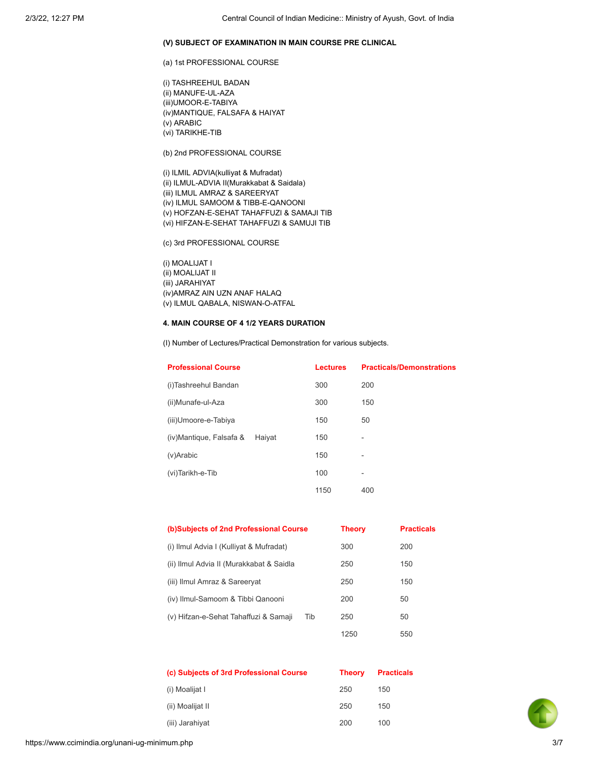**(V) SUBJECT OF EXAMINATION IN MAIN COURSE PRE CLINICAL**

(a) 1st PROFESSIONAL COURSE

(i) TASHREEHUL BADAN
(ii) MANUFE-UL-AZA
(iii)UMOOR-E-TABIYA
(iv)MANTIQUE, FALSAFA & HAIYAT
(v) ARABIC
(vi) TARIKHE-TIB

(b) 2nd PROFESSIONAL COURSE

(i) ILMIL ADVIA(kulliyat & Mufradat)
(ii) ILMUL-ADVIA II(Murakkabat & Saidala)
(iii) ILMUL AMRAZ & SAREERYAT
(iv) ILMUL SAMOOM & TIBB-E-QANOONI
(v) HOFZAN-E-SEHAT TAHAFFUZI & SAMAJI TIB
(vi) HIFZAN-E-SEHAT TAHAFFUZI & SAMUJI TIB

(c) 3rd PROFESSIONAL COURSE

(i) MOALIJAT I
(ii) MOALIJAT II
(iii) JARAHIYAT
(iv)AMRAZ AIN UZN ANAF HALAQ
(v) ILMUL QABALA, NISWAN-O-ATFAL

**4. MAIN COURSE OF 4 1/2 YEARS DURATION**

(I) Number of Lectures/Practical Demonstration for various subjects.

| Professional Course | Lectures | Practicals/Demonstrations |
|---|---|---|
| (i)Tashreehul Bandan | 300 | 200 |
| (ii)Munafe-ul-Aza | 300 | 150 |
| (iii)Umoore-e-Tabiya | 150 | 50 |
| (iv)Mantique, Falsafa & Haiyat | 150 | - |
| (v)Arabic | 150 | - |
| (vi)Tarikh-e-Tib | 100 | - |
| | 1150 | 400 |

| (b)Subjects of 2nd Professional Course | Theory | Practicals |
|---|---|---|
| (i) Ilmul Advia I (Kulliyat & Mufradat) | 300 | 200 |
| (ii) Ilmul Advia II (Murakkabat & Saidla | 250 | 150 |
| (iii) Ilmul Amraz & Sareeryat | 250 | 150 |
| (iv) Ilmul-Samoom & Tibbi Qanooni | 200 | 50 |
| (v) Hifzan-e-Sehat Tahaffuzi & Samaji Tib | 250 | 50 |
| | 1250 | 550 |

| (c) Subjects of 3rd Professional Course | Theory | Practicals |
|---|---|---|
| (i) Moalijat I | 250 | 150 |
| (ii) Moalijat II | 250 | 150 |
| (iii) Jarahiyat | 200 | 100 |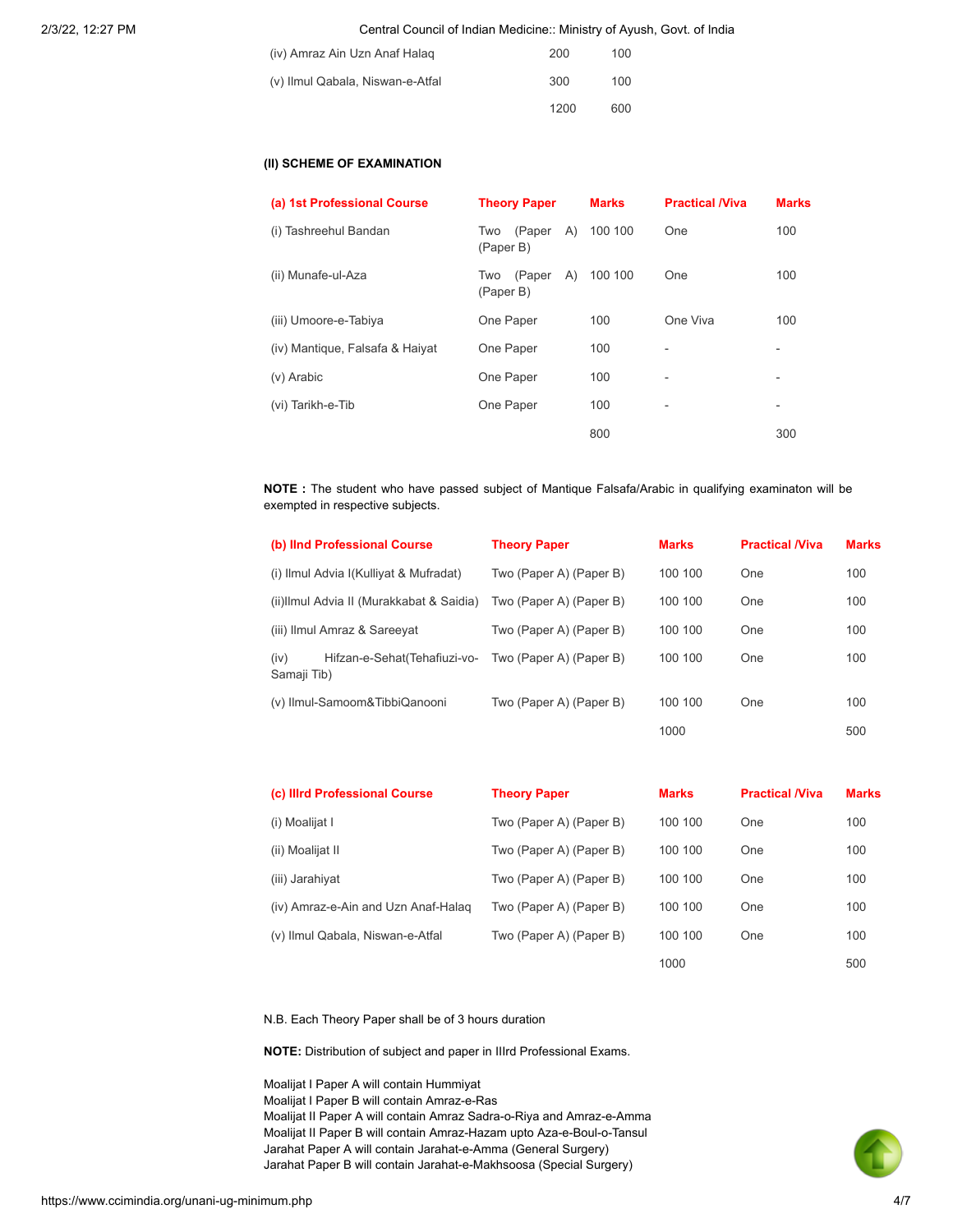| | | |
|---|---|---|
| (iv) Amraz Ain Uzn Anaf Halaq | 200 | 100 |
| (v) Ilmul Qabala, Niswan-e-Atfal | 300 | 100 |
| | 1200 | 600 |

**(II) SCHEME OF EXAMINATION**

| (a) 1st Professional Course | Theory Paper | Marks | Practical /Viva | Marks |
|---|---|---|---|---|
| (i) Tashreehul Bandan | Two (Paper A) (Paper B) | 100 100 | One | 100 |
| (ii) Munafe-ul-Aza | Two (Paper A) (Paper B) | 100 100 | One | 100 |
| (iii) Umoore-e-Tabiya | One Paper | 100 | One Viva | 100 |
| (iv) Mantique, Falsafa & Haiyat | One Paper | 100 | - | - |
| (v) Arabic | One Paper | 100 | - | - |
| (vi) Tarikh-e-Tib | One Paper | 100 | - | - |
| | | 800 | | 300 |

**NOTE :** The student who have passed subject of Mantique Falsafa/Arabic in qualifying examinaton will be exempted in respective subjects.

| (b) IInd Professional Course | Theory Paper | Marks | Practical /Viva | Marks |
|---|---|---|---|---|
| (i) Ilmul Advia I(Kulliyat & Mufradat) | Two (Paper A) (Paper B) | 100 100 | One | 100 |
| (ii)Ilmul Advia II (Murakkabat & Saidia) | Two (Paper A) (Paper B) | 100 100 | One | 100 |
| (iii) Ilmul Amraz & Sareeyat | Two (Paper A) (Paper B) | 100 100 | One | 100 |
| (iv) Hifzan-e-Sehat(Tehafiuzi-vo-Samaji Tib) | Two (Paper A) (Paper B) | 100 100 | One | 100 |
| (v) Ilmul-Samoom&TibbiQanooni | Two (Paper A) (Paper B) | 100 100 | One | 100 |
| | | 1000 | | 500 |

| (c) IIIrd Professional Course | Theory Paper | Marks | Practical /Viva | Marks |
|---|---|---|---|---|
| (i) Moalijat I | Two (Paper A) (Paper B) | 100 100 | One | 100 |
| (ii) Moalijat II | Two (Paper A) (Paper B) | 100 100 | One | 100 |
| (iii) Jarahiyat | Two (Paper A) (Paper B) | 100 100 | One | 100 |
| (iv) Amraz-e-Ain and Uzn Anaf-Halaq | Two (Paper A) (Paper B) | 100 100 | One | 100 |
| (v) Ilmul Qabala, Niswan-e-Atfal | Two (Paper A) (Paper B) | 100 100 | One | 100 |
| | | 1000 | | 500 |

N.B. Each Theory Paper shall be of 3 hours duration

**NOTE:** Distribution of subject and paper in IIIrd Professional Exams.

Moalijat I Paper A will contain Hummiyat
Moalijat I Paper B will contain Amraz-e-Ras
Moalijat II Paper A will contain Amraz Sadra-o-Riya and Amraz-e-Amma
Moalijat II Paper B will contain Amraz-Hazam upto Aza-e-Boul-o-Tansul
Jarahat Paper A will contain Jarahat-e-Amma (General Surgery)
Jarahat Paper B will contain Jarahat-e-Makhsoosa (Special Surgery)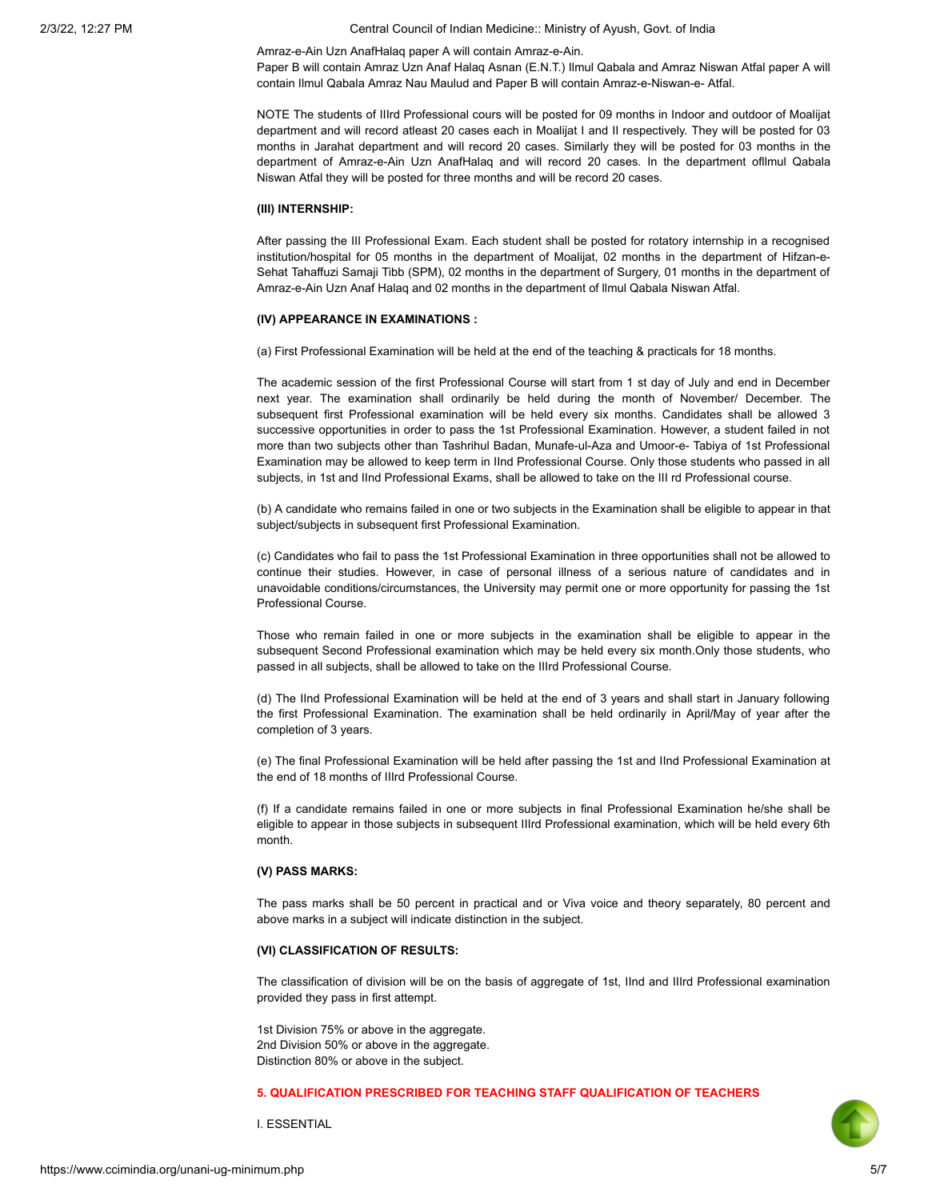Amraz-e-Ain Uzn AnafHalaq paper A will contain Amraz-e-Ain.
Paper B will contain Amraz Uzn Anaf Halaq Asnan (E.N.T.) Ilmul Qabala and Amraz Niswan Atfal paper A will contain Ilmul Qabala Amraz Nau Maulud and Paper B will contain Amraz-e-Niswan-e- Atfal.

NOTE The students of IIIrd Professional cours will be posted for 09 months in Indoor and outdoor of Moalijat department and will record atleast 20 cases each in Moalijat I and II respectively. They will be posted for 03 months in Jarahat department and will record 20 cases. Similarly they will be posted for 03 months in the department of Amraz-e-Ain Uzn AnafHalaq and will record 20 cases. In the department ofIlmul Qabala Niswan Atfal they will be posted for three months and will be record 20 cases.

**(III) INTERNSHIP:**

After passing the III Professional Exam. Each student shall be posted for rotatory internship in a recognised institution/hospital for 05 months in the department of Moalijat, 02 months in the department of Hifzan-e-Sehat Tahaffuzi Samaji Tibb (SPM), 02 months in the department of Surgery, 01 months in the department of Amraz-e-Ain Uzn Anaf Halaq and 02 months in the department of Ilmul Qabala Niswan Atfal.

**(IV) APPEARANCE IN EXAMINATIONS :**

(a) First Professional Examination will be held at the end of the teaching & practicals for 18 months.

The academic session of the first Professional Course will start from 1 st day of July and end in December next year. The examination shall ordinarily be held during the month of November/ December. The subsequent first Professional examination will be held every six months. Candidates shall be allowed 3 successive opportunities in order to pass the 1st Professional Examination. However, a student failed in not more than two subjects other than Tashrihul Badan, Munafe-ul-Aza and Umoor-e- Tabiya of 1st Professional Examination may be allowed to keep term in IInd Professional Course. Only those students who passed in all subjects, in 1st and IInd Professional Exams, shall be allowed to take on the III rd Professional course.

(b) A candidate who remains failed in one or two subjects in the Examination shall be eligible to appear in that subject/subjects in subsequent first Professional Examination.

(c) Candidates who fail to pass the 1st Professional Examination in three opportunities shall not be allowed to continue their studies. However, in case of personal illness of a serious nature of candidates and in unavoidable conditions/circumstances, the University may permit one or more opportunity for passing the 1st Professional Course.

Those who remain failed in one or more subjects in the examination shall be eligible to appear in the subsequent Second Professional examination which may be held every six month.Only those students, who passed in all subjects, shall be allowed to take on the IIIrd Professional Course.

(d) The IInd Professional Examination will be held at the end of 3 years and shall start in January following the first Professional Examination. The examination shall be held ordinarily in April/May of year after the completion of 3 years.

(e) The final Professional Examination will be held after passing the 1st and IInd Professional Examination at the end of 18 months of IIIrd Professional Course.

(f) If a candidate remains failed in one or more subjects in final Professional Examination he/she shall be eligible to appear in those subjects in subsequent IIIrd Professional examination, which will be held every 6th month.

**(V) PASS MARKS:**

The pass marks shall be 50 percent in practical and or Viva voice and theory separately, 80 percent and above marks in a subject will indicate distinction in the subject.

**(VI) CLASSIFICATION OF RESULTS:**

The classification of division will be on the basis of aggregate of 1st, IInd and IIIrd Professional examination provided they pass in first attempt.

1st Division 75% or above in the aggregate.
2nd Division 50% or above in the aggregate.
Distinction 80% or above in the subject.

**5. QUALIFICATION PRESCRIBED FOR TEACHING STAFF QUALIFICATION OF TEACHERS**

I. ESSENTIAL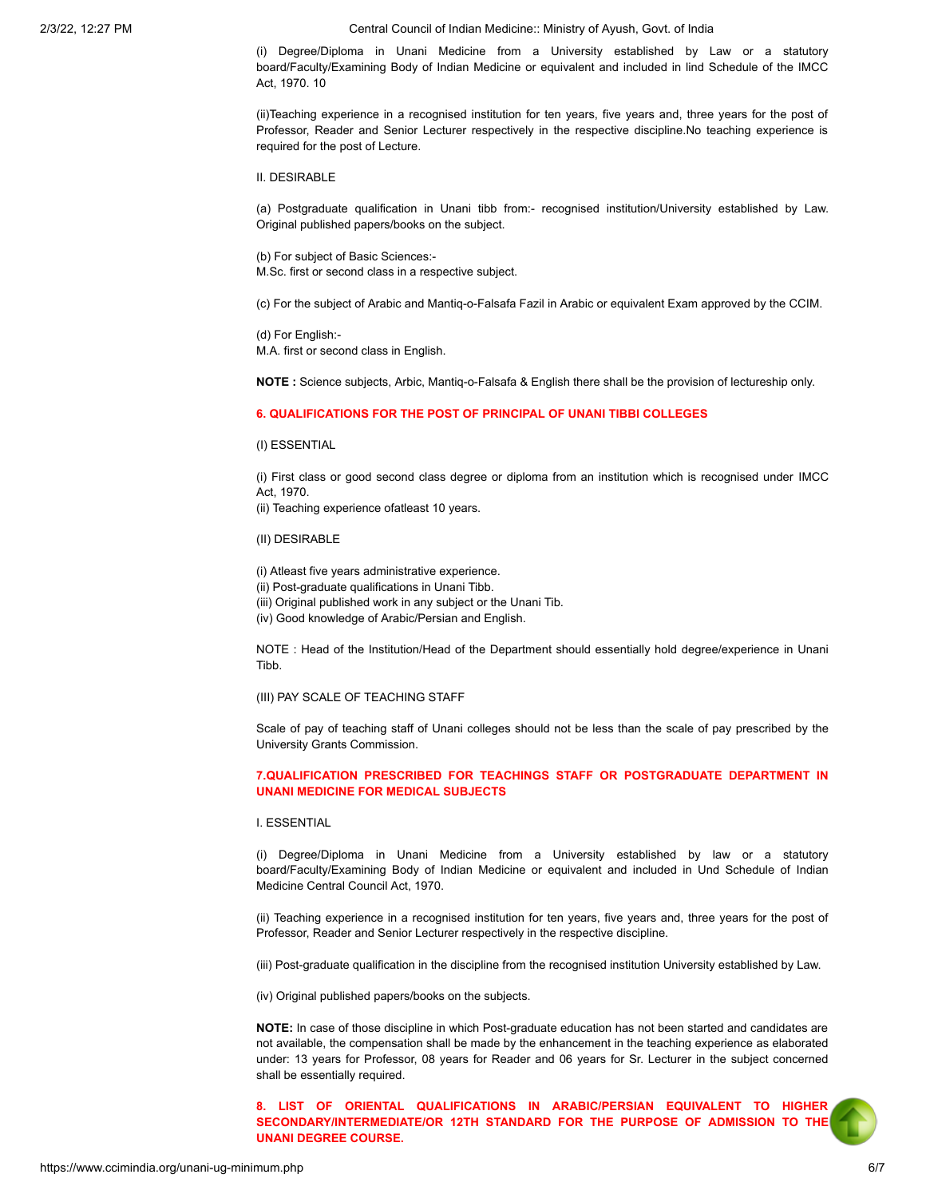(i) Degree/Diploma in Unani Medicine from a University established by Law or a statutory board/Faculty/Examining Body of Indian Medicine or equivalent and included in Iind Schedule of the IMCC Act, 1970. 10

(ii)Teaching experience in a recognised institution for ten years, five years and, three years for the post of Professor, Reader and Senior Lecturer respectively in the respective discipline.No teaching experience is required for the post of Lecture.

II. DESIRABLE

(a) Postgraduate qualification in Unani tibb from:- recognised institution/University established by Law. Original published papers/books on the subject.

(b) For subject of Basic Sciences:-
M.Sc. first or second class in a respective subject.

(c) For the subject of Arabic and Mantiq-o-Falsafa Fazil in Arabic or equivalent Exam approved by the CCIM.

(d) For English:-
M.A. first or second class in English.

**NOTE :** Science subjects, Arbic, Mantiq-o-Falsafa & English there shall be the provision of lectureship only.

## 6. QUALIFICATIONS FOR THE POST OF PRINCIPAL OF UNANI TIBBI COLLEGES

(I) ESSENTIAL

(i) First class or good second class degree or diploma from an institution which is recognised under IMCC Act, 1970.
(ii) Teaching experience ofatleast 10 years.

(II) DESIRABLE

(i) Atleast five years administrative experience.
(ii) Post-graduate qualifications in Unani Tibb.
(iii) Original published work in any subject or the Unani Tib.
(iv) Good knowledge of Arabic/Persian and English.

NOTE : Head of the Institution/Head of the Department should essentially hold degree/experience in Unani Tibb.

(III) PAY SCALE OF TEACHING STAFF

Scale of pay of teaching staff of Unani colleges should not be less than the scale of pay prescribed by the University Grants Commission.

## 7.QUALIFICATION PRESCRIBED FOR TEACHINGS STAFF OR POSTGRADUATE DEPARTMENT IN UNANI MEDICINE FOR MEDICAL SUBJECTS

I. ESSENTIAL

(i) Degree/Diploma in Unani Medicine from a University established by law or a statutory board/Faculty/Examining Body of Indian Medicine or equivalent and included in Und Schedule of Indian Medicine Central Council Act, 1970.

(ii) Teaching experience in a recognised institution for ten years, five years and, three years for the post of Professor, Reader and Senior Lecturer respectively in the respective discipline.

(iii) Post-graduate qualification in the discipline from the recognised institution University established by Law.

(iv) Original published papers/books on the subjects.

**NOTE:** In case of those discipline in which Post-graduate education has not been started and candidates are not available, the compensation shall be made by the enhancement in the teaching experience as elaborated under: 13 years for Professor, 08 years for Reader and 06 years for Sr. Lecturer in the subject concerned shall be essentially required.

## 8. LIST OF ORIENTAL QUALIFICATIONS IN ARABIC/PERSIAN EQUIVALENT TO HIGHER SECONDARY/INTERMEDIATE/OR 12TH STANDARD FOR THE PURPOSE OF ADMISSION TO THE UNANI DEGREE COURSE.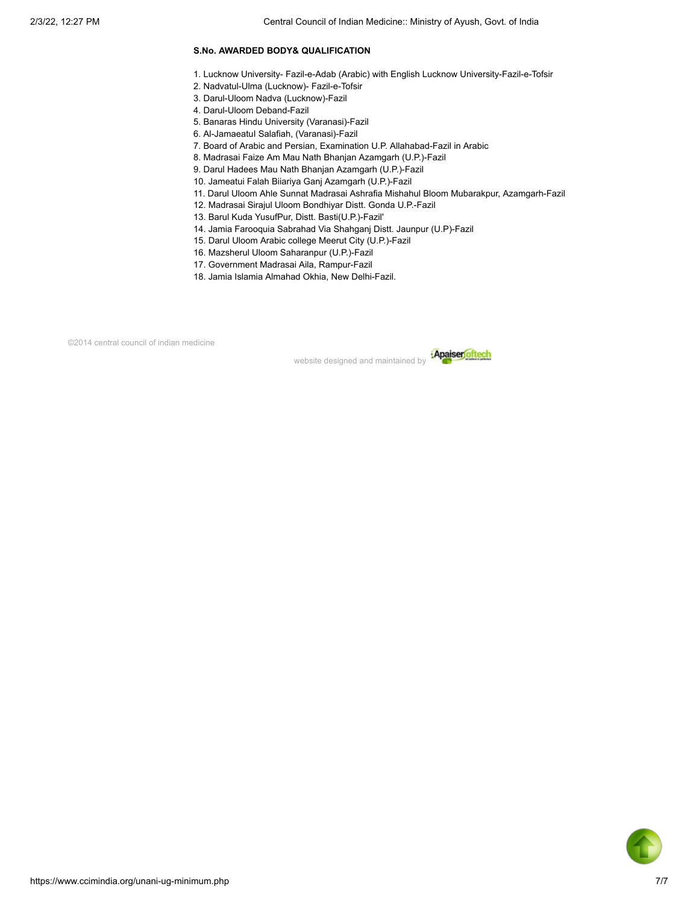**S.No. AWARDED BODY& QUALIFICATION**

1. Lucknow University- Fazil-e-Adab (Arabic) with English Lucknow University-Fazil-e-Tofsir
2. Nadvatul-Ulma (Lucknow)- Fazil-e-Tofsir
3. Darul-Uloom Nadva (Lucknow)-Fazil
4. Darul-Uloom Deband-Fazil
5. Banaras Hindu University (Varanasi)-Fazil
6. Al-Jamaeatul Salafiah, (Varanasi)-Fazil
7. Board of Arabic and Persian, Examination U.P. Allahabad-Fazil in Arabic
8. Madrasai Faize Am Mau Nath Bhanjan Azamgarh (U.P.)-Fazil
9. Darul Hadees Mau Nath Bhanjan Azamgarh (U.P.)-Fazil
10. Jameatui Falah Biiariya Ganj Azamgarh (U.P.)-Fazil
11. Darul Uloom Ahle Sunnat Madrasai Ashrafia Mishahul Bloom Mubarakpur, Azamgarh-Fazil
12. Madrasai Sirajul Uloom Bondhiyar Distt. Gonda U.P.-Fazil
13. Barul Kuda YusufPur, Distt. Basti(U.P.)-Fazil'
14. Jamia Farooquia Sabrahad Via Shahganj Distt. Jaunpur (U.P)-Fazil
15. Darul Uloom Arabic college Meerut City (U.P.)-Fazil
16. Mazsherul Uloom Saharanpur (U.P.)-Fazil
17. Government Madrasai Aila, Rampur-Fazil
18. Jamia Islamia Almahad Okhia, New Delhi-Fazil.

©2014 central council of indian medicine

website designed and maintained by Apaisersoftech